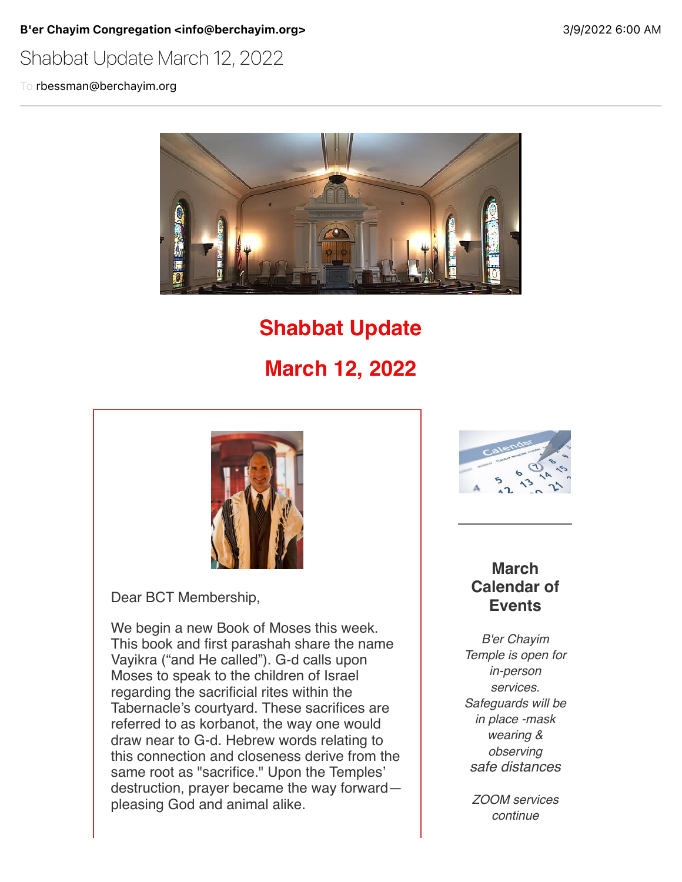**B'er Chayim Congregation <info@berchayim.org>** 3/9/2022 6:00 AM

Shabbat Update March 12, 2022

To rbessman@berchayim.org

# Shabbat Update

# March 12, 2022

Dear BCT Membership,

We begin a new Book of Moses this week. This book and first parashah share the name Vayikra ("and He called"). G-d calls upon Moses to speak to the children of Israel regarding the sacrificial rites within the Tabernacle's courtyard. These sacrifices are referred to as korbanot, the way one would draw near to G-d. Hebrew words relating to this connection and closeness derive from the same root as "sacrifice." Upon the Temples' destruction, prayer became the way forward—pleasing God and animal alike.

## March Calendar of Events

*B'er Chayim Temple is open for in-person services. Safeguards will be in place -mask wearing & observing safe distances*

*ZOOM services continue*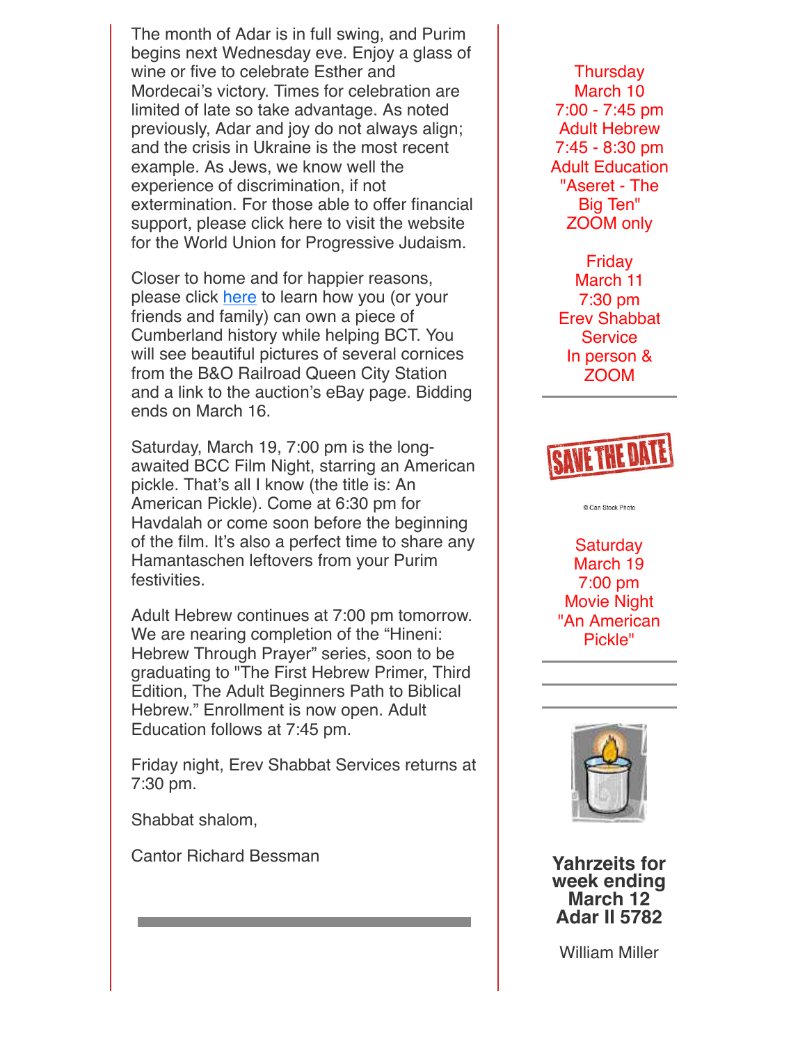The month of Adar is in full swing, and Purim begins next Wednesday eve. Enjoy a glass of wine or five to celebrate Esther and Mordecai's victory. Times for celebration are limited of late so take advantage. As noted previously, Adar and joy do not always align; and the crisis in Ukraine is the most recent example. As Jews, we know well the experience of discrimination, if not extermination. For those able to offer financial support, please click here to visit the website for the World Union for Progressive Judaism.

Closer to home and for happier reasons, please click here to learn how you (or your friends and family) can own a piece of Cumberland history while helping BCT. You will see beautiful pictures of several cornices from the B&O Railroad Queen City Station and a link to the auction's eBay page. Bidding ends on March 16.

Saturday, March 19, 7:00 pm is the long-awaited BCC Film Night, starring an American pickle. That's all I know (the title is: An American Pickle). Come at 6:30 pm for Havdalah or come soon before the beginning of the film. It's also a perfect time to share any Hamantaschen leftovers from your Purim festivities.

Adult Hebrew continues at 7:00 pm tomorrow. We are nearing completion of the "Hineni: Hebrew Through Prayer" series, soon to be graduating to "The First Hebrew Primer, Third Edition, The Adult Beginners Path to Biblical Hebrew." Enrollment is now open. Adult Education follows at 7:45 pm.

Friday night, Erev Shabbat Services returns at 7:30 pm.

Shabbat shalom,

Cantor Richard Bessman

---

Thursday
March 10
7:00 - 7:45 pm
Adult Hebrew
7:45 - 8:30 pm
Adult Education
"Aseret - The Big Ten"
ZOOM only

Friday
March 11
7:30 pm
Erev Shabbat Service
In person & ZOOM

---

SAVE THE DATE

© Can Stock Photo

Saturday
March 19
7:00 pm
Movie Night
"An American Pickle"

---

**Yahrzeits for week ending March 12 Adar II 5782**

William Miller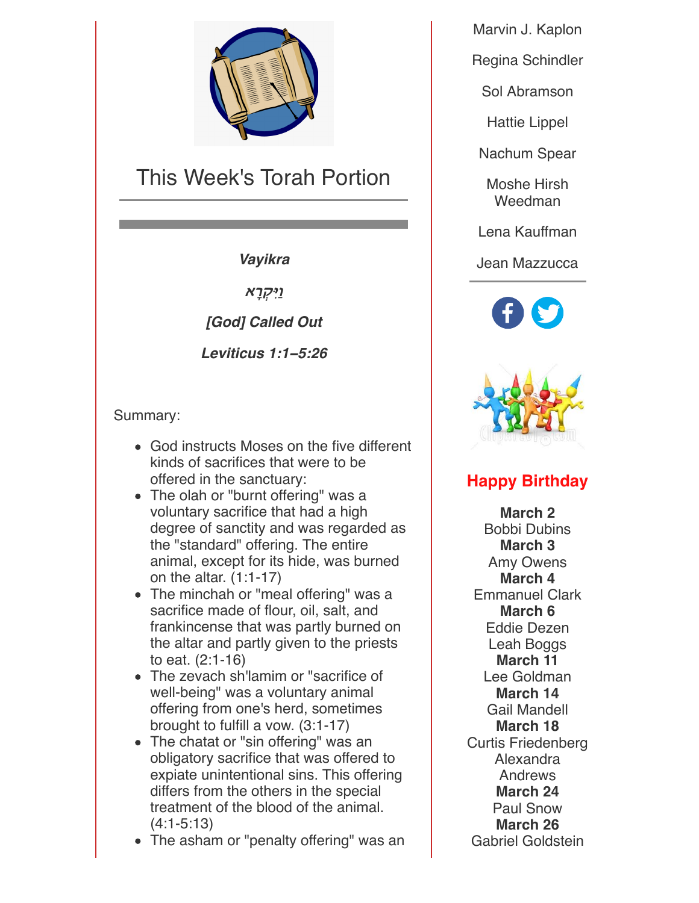## This Week's Torah Portion

***Vayikra***

***וַיִּקְרָא***

***[God] Called Out***

***Leviticus 1:1–5:26***

Summary:

- God instructs Moses on the five different kinds of sacrifices that were to be offered in the sanctuary:
- The olah or "burnt offering" was a voluntary sacrifice that had a high degree of sanctity and was regarded as the "standard" offering. The entire animal, except for its hide, was burned on the altar. (1:1-17)
- The minchah or "meal offering" was a sacrifice made of flour, oil, salt, and frankincense that was partly burned on the altar and partly given to the priests to eat. (2:1-16)
- The zevach sh'lamim or "sacrifice of well-being" was a voluntary animal offering from one's herd, sometimes brought to fulfill a vow. (3:1-17)
- The chatat or "sin offering" was an obligatory sacrifice that was offered to expiate unintentional sins. This offering differs from the others in the special treatment of the blood of the animal. (4:1-5:13)
- The asham or "penalty offering" was an

Marvin J. Kaplon

Regina Schindler

Sol Abramson

Hattie Lippel

Nachum Spear

Moshe Hirsh Weedman

Lena Kauffman

Jean Mazzucca

## Happy Birthday

**March 2**
Bobbi Dubins

**March 3**
Amy Owens

**March 4**
Emmanuel Clark

**March 6**
Eddie Dezen
Leah Boggs

**March 11**
Lee Goldman

**March 14**
Gail Mandell

**March 18**
Curtis Friedenberg
Alexandra Andrews

**March 24**
Paul Snow

**March 26**
Gabriel Goldstein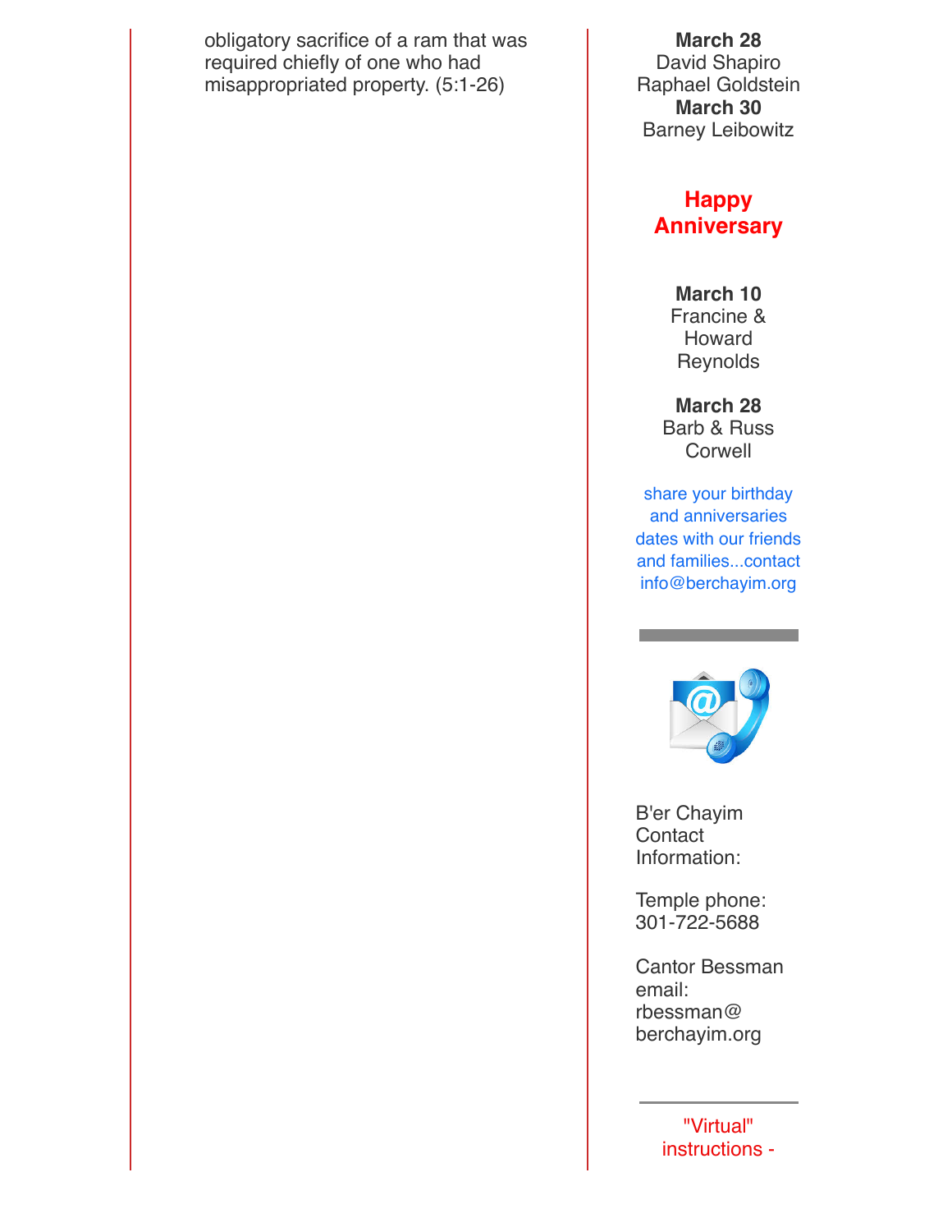obligatory sacrifice of a ram that was required chiefly of one who had misappropriated property. (5:1-26)

**March 28**
David Shapiro
Raphael Goldstein
**March 30**
Barney Leibowitz

## Happy Anniversary

**March 10**
Francine & Howard Reynolds

**March 28**
Barb & Russ Corwell

share your birthday and anniversaries dates with our friends and families...contact info@berchayim.org

B'er Chayim Contact Information:

Temple phone: 301-722-5688

Cantor Bessman email: rbessman@berchayim.org

"Virtual" instructions -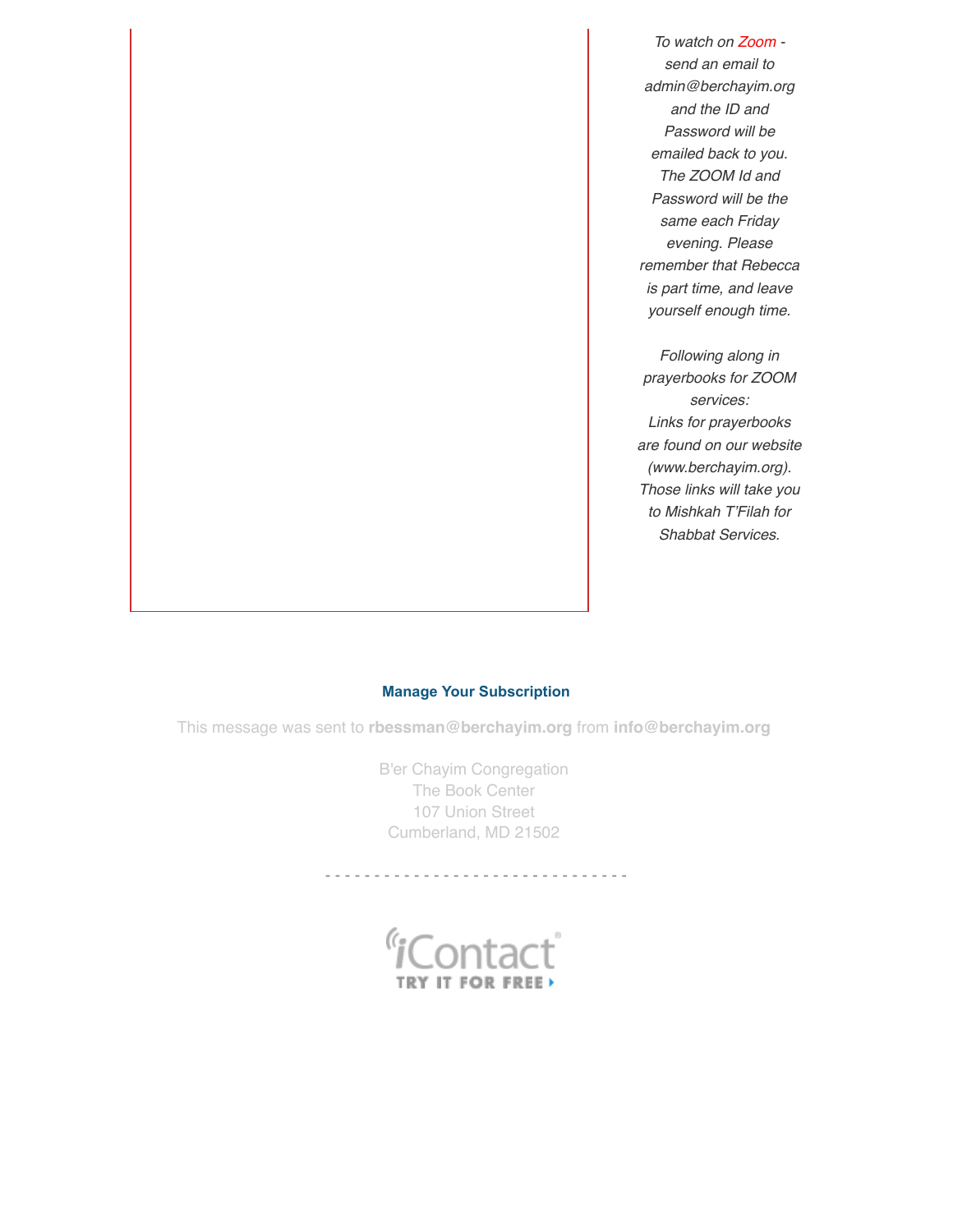*To watch on Zoom - send an email to admin@berchayim.org and the ID and Password will be emailed back to you. The ZOOM Id and Password will be the same each Friday evening. Please remember that Rebecca is part time, and leave yourself enough time.*

*Following along in prayerbooks for ZOOM services:*
*Links for prayerbooks are found on our website (www.berchayim.org). Those links will take you to Mishkah T'Filah for Shabbat Services.*

**Manage Your Subscription**

This message was sent to **rbessman@berchayim.org** from **info@berchayim.org**

B'er Chayim Congregation
The Book Center
107 Union Street
Cumberland, MD 21502

iContact
TRY IT FOR FREE